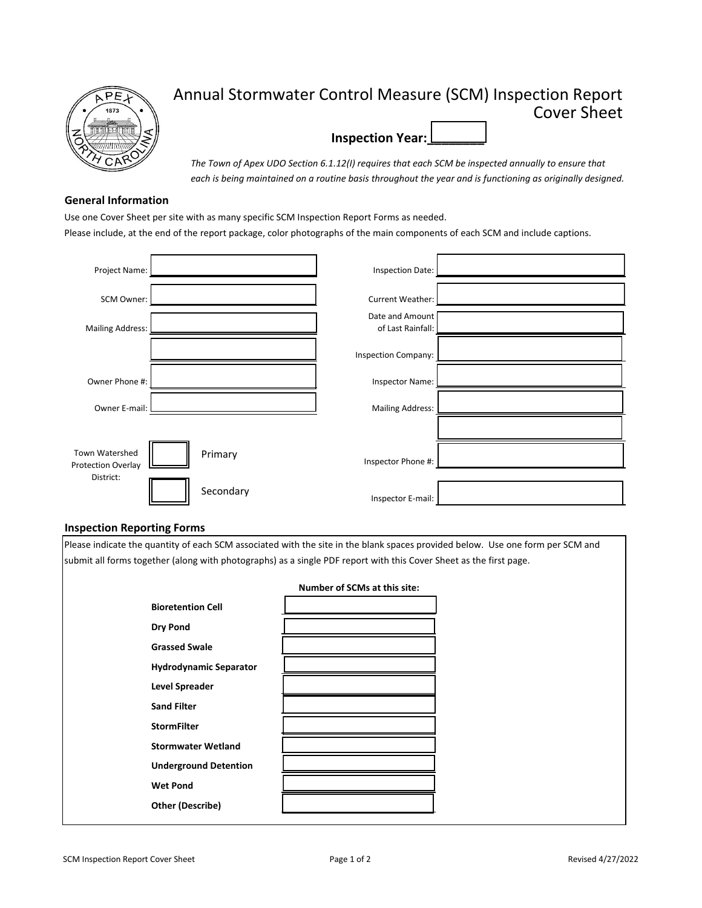# Annual Stormwater Control Measure (SCM) Inspection Report Cover Sheet

**Inspection Year:** \_\_\_\_\_\_\_

*The Town of Apex UDO Section 6.1.12(I) requires that each SCM be inspected annually to ensure that each is being maintained on a routine basis throughout the year and is functioning as originally designed.*

### General Information

Use one Cover Sheet per site with as many specific SCM Inspection Report Forms as needed.

Please include, at the end of the report package, color photographs of the main components of each SCM and include captions.

| | | | |
|---|---|---|---|
| Project Name: | | Inspection Date: | |
| SCM Owner: | | Current Weather: | |
| Mailing Address: | | Date and Amount of Last Rainfall: | |
| | | Inspection Company: | |
| Owner Phone #: | | Inspector Name: | |
| Owner E-mail: | | Mailing Address: | |
| | | | |
| Town Watershed Protection Overlay District: | ☐ Primary | Inspector Phone #: | |
| | ☐ Secondary | Inspector E-mail: | |

### Inspection Reporting Forms

Please indicate the quantity of each SCM associated with the site in the blank spaces provided below. Use one form per SCM and submit all forms together (along with photographs) as a single PDF report with this Cover Sheet as the first page.

| | **Number of SCMs at this site:** |
|---|---|
| **Bioretention Cell** | |
| **Dry Pond** | |
| **Grassed Swale** | |
| **Hydrodynamic Separator** | |
| **Level Spreader** | |
| **Sand Filter** | |
| **StormFilter** | |
| **Stormwater Wetland** | |
| **Underground Detention** | |
| **Wet Pond** | |
| **Other (Describe)** | |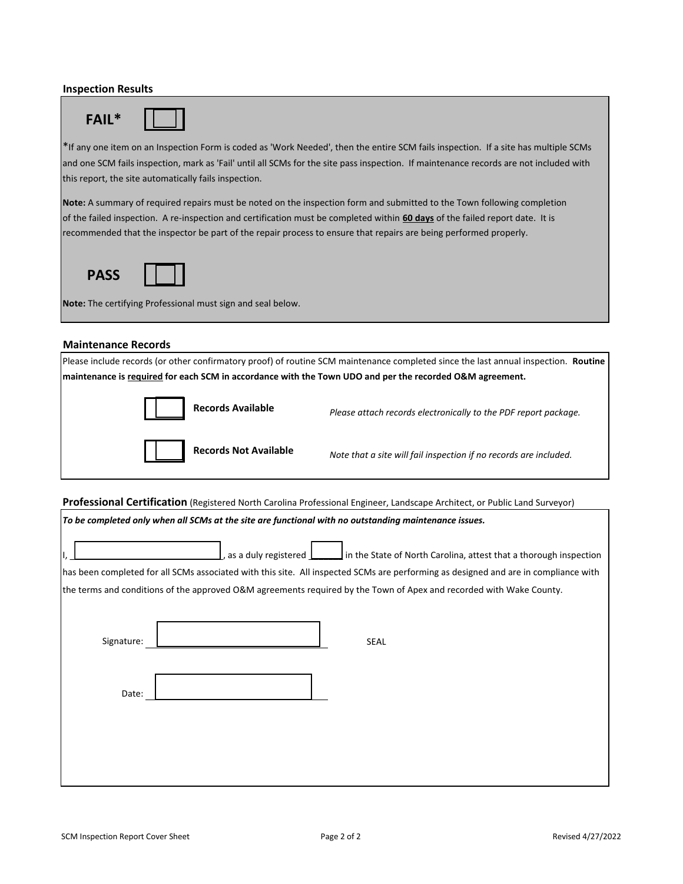### Inspection Results

**FAIL*** ☐

*If any one item on an Inspection Form is coded as 'Work Needed', then the entire SCM fails inspection. If a site has multiple SCMs and one SCM fails inspection, mark as 'Fail' until all SCMs for the site pass inspection. If maintenance records are not included with this report, the site automatically fails inspection.

**Note:** A summary of required repairs must be noted on the inspection form and submitted to the Town following completion of the failed inspection. A re-inspection and certification must be completed within **60 days** of the failed report date. It is recommended that the inspector be part of the repair process to ensure that repairs are being performed properly.

**PASS** ☐

**Note:** The certifying Professional must sign and seal below.

### Maintenance Records

Please include records (or other confirmatory proof) of routine SCM maintenance completed since the last annual inspection. **Routine maintenance is required for each SCM in accordance with the Town UDO and per the recorded O&M agreement.**

☐ **Records Available** — *Please attach records electronically to the PDF report package.*

☐ **Records Not Available** — *Note that a site will fail inspection if no records are included.*

### Professional Certification (Registered North Carolina Professional Engineer, Landscape Architect, or Public Land Surveyor)

***To be completed only when all SCMs at the site are functional with no outstanding maintenance issues.***

I, ______________________, as a duly registered ______ in the State of North Carolina, attest that a thorough inspection has been completed for all SCMs associated with this site. All inspected SCMs are performing as designed and are in compliance with the terms and conditions of the approved O&M agreements required by the Town of Apex and recorded with Wake County.

Signature: ______________________ SEAL

Date: ______________________